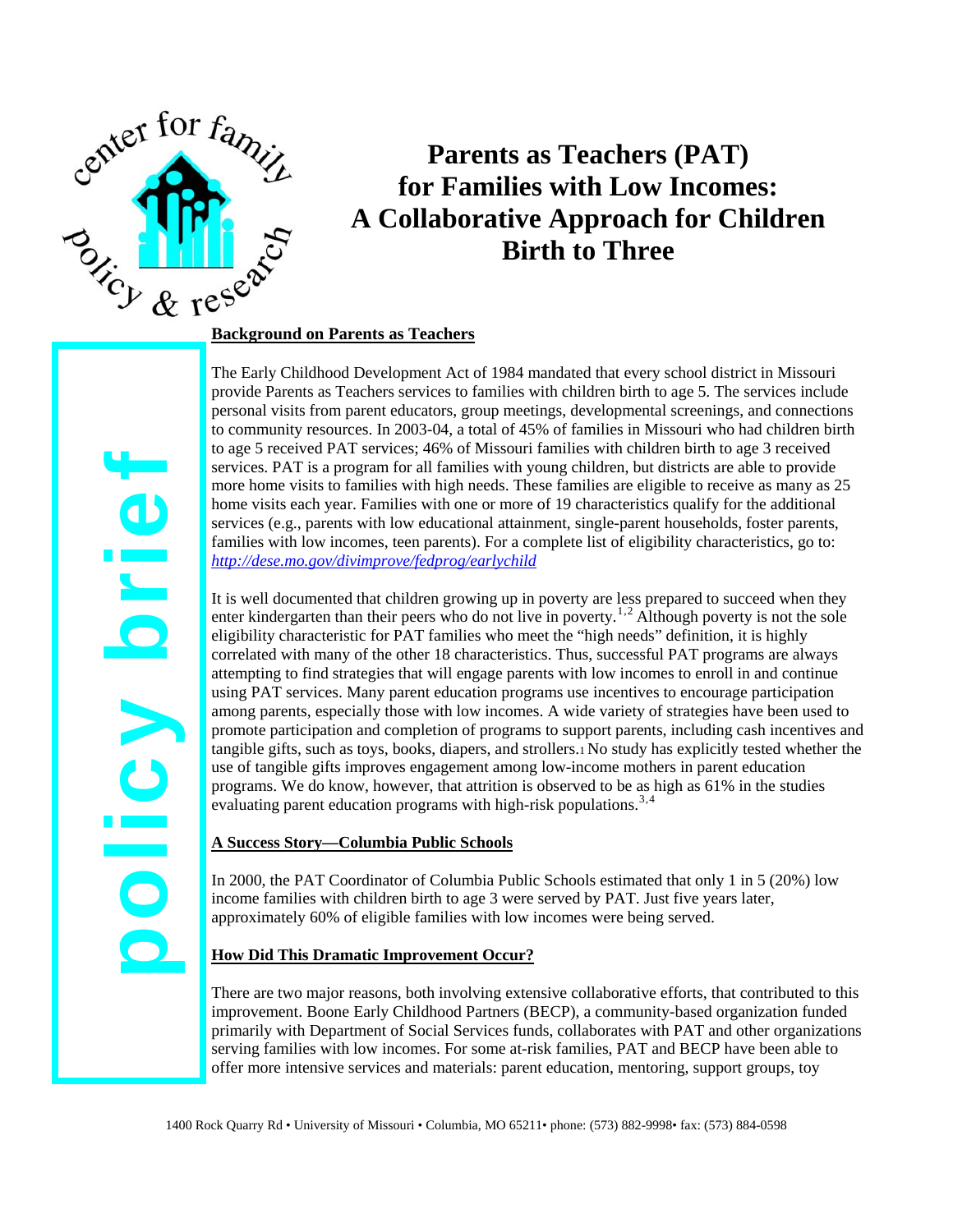# Parents as Teachers (PAT) for Families with Low Incomes: A Collaborative Approach for Children Birth to Three

center for family policy & research

policy brief

## Background on Parents as Teachers

The Early Childhood Development Act of 1984 mandated that every school district in Missouri provide Parents as Teachers services to families with children birth to age 5. The services include personal visits from parent educators, group meetings, developmental screenings, and connections to community resources. In 2003-04, a total of 45% of families in Missouri who had children birth to age 5 received PAT services; 46% of Missouri families with children birth to age 3 received services. PAT is a program for all families with young children, but districts are able to provide more home visits to families with high needs. These families are eligible to receive as many as 25 home visits each year. Families with one or more of 19 characteristics qualify for the additional services (e.g., parents with low educational attainment, single-parent households, foster parents, families with low incomes, teen parents). For a complete list of eligibility characteristics, go to: *http://dese.mo.gov/divimprove/fedprog/earlychild*

It is well documented that children growing up in poverty are less prepared to succeed when they enter kindergarten than their peers who do not live in poverty.[1,2] Although poverty is not the sole eligibility characteristic for PAT families who meet the "high needs" definition, it is highly correlated with many of the other 18 characteristics. Thus, successful PAT programs are always attempting to find strategies that will engage parents with low incomes to enroll in and continue using PAT services. Many parent education programs use incentives to encourage participation among parents, especially those with low incomes. A wide variety of strategies have been used to promote participation and completion of programs to support parents, including cash incentives and tangible gifts, such as toys, books, diapers, and strollers.[1] No study has explicitly tested whether the use of tangible gifts improves engagement among low-income mothers in parent education programs. We do know, however, that attrition is observed to be as high as 61% in the studies evaluating parent education programs with high-risk populations.[3,4]

## A Success Story—Columbia Public Schools

In 2000, the PAT Coordinator of Columbia Public Schools estimated that only 1 in 5 (20%) low income families with children birth to age 3 were served by PAT. Just five years later, approximately 60% of eligible families with low incomes were being served.

## How Did This Dramatic Improvement Occur?

There are two major reasons, both involving extensive collaborative efforts, that contributed to this improvement. Boone Early Childhood Partners (BECP), a community-based organization funded primarily with Department of Social Services funds, collaborates with PAT and other organizations serving families with low incomes. For some at-risk families, PAT and BECP have been able to offer more intensive services and materials: parent education, mentoring, support groups, toy

1400 Rock Quarry Rd • University of Missouri • Columbia, MO 65211• phone: (573) 882-9998• fax: (573) 884-0598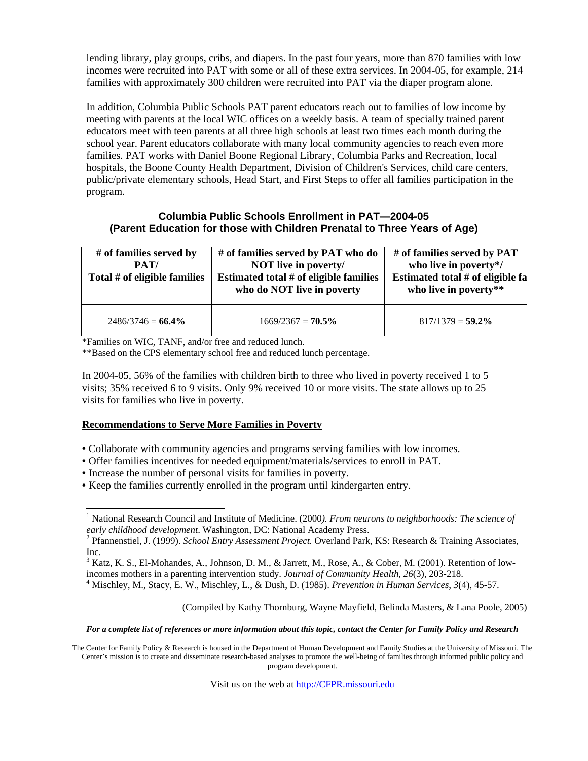lending library, play groups, cribs, and diapers. In the past four years, more than 870 families with low incomes were recruited into PAT with some or all of these extra services. In 2004-05, for example, 214 families with approximately 300 children were recruited into PAT via the diaper program alone.

In addition, Columbia Public Schools PAT parent educators reach out to families of low income by meeting with parents at the local WIC offices on a weekly basis. A team of specially trained parent educators meet with teen parents at all three high schools at least two times each month during the school year. Parent educators collaborate with many local community agencies to reach even more families. PAT works with Daniel Boone Regional Library, Columbia Parks and Recreation, local hospitals, the Boone County Health Department, Division of Children's Services, child care centers, public/private elementary schools, Head Start, and First Steps to offer all families participation in the program.

**Columbia Public Schools Enrollment in PAT—2004-05**
**(Parent Education for those with Children Prenatal to Three Years of Age)**

| # of families served by PAT/ Total # of eligible families | # of families served by PAT who do NOT live in poverty/ Estimated total # of eligible families who do NOT live in poverty | # of families served by PAT who live in poverty*/ Estimated total # of eligible fa who live in poverty** |
|---|---|---|
| 2486/3746 = **66.4%** | 1669/2367 = **70.5%** | 817/1379 = **59.2%** |

*Families on WIC, TANF, and/or free and reduced lunch.
**Based on the CPS elementary school free and reduced lunch percentage.

In 2004-05, 56% of the families with children birth to three who lived in poverty received 1 to 5 visits; 35% received 6 to 9 visits. Only 9% received 10 or more visits. The state allows up to 25 visits for families who live in poverty.

**Recommendations to Serve More Families in Poverty**

- Collaborate with community agencies and programs serving families with low incomes.
- Offer families incentives for needed equipment/materials/services to enroll in PAT.
- Increase the number of personal visits for families in poverty.
- Keep the families currently enrolled in the program until kindergarten entry.

---

[1] National Research Council and Institute of Medicine. (2000*). From neurons to neighborhoods: The science of early childhood development*. Washington, DC: National Academy Press.
[2] Pfannenstiel, J. (1999). *School Entry Assessment Project.* Overland Park, KS: Research & Training Associates, Inc.
[3] Katz, K. S., El-Mohandes, A., Johnson, D. M., & Jarrett, M., Rose, A., & Cober, M. (2001). Retention of low-incomes mothers in a parenting intervention study. *Journal of Community Health*, *26*(3), 203-218.
[4] Mischley, M., Stacy, E. W., Mischley, L., & Dush, D. (1985). *Prevention in Human Services*, *3*(4), 45-57.

(Compiled by Kathy Thornburg, Wayne Mayfield, Belinda Masters, & Lana Poole, 2005)

***For a complete list of references or more information about this topic, contact the Center for Family Policy and Research***

The Center for Family Policy & Research is housed in the Department of Human Development and Family Studies at the University of Missouri. The Center's mission is to create and disseminate research-based analyses to promote the well-being of families through informed public policy and program development.

Visit us on the web at http://CFPR.missouri.edu